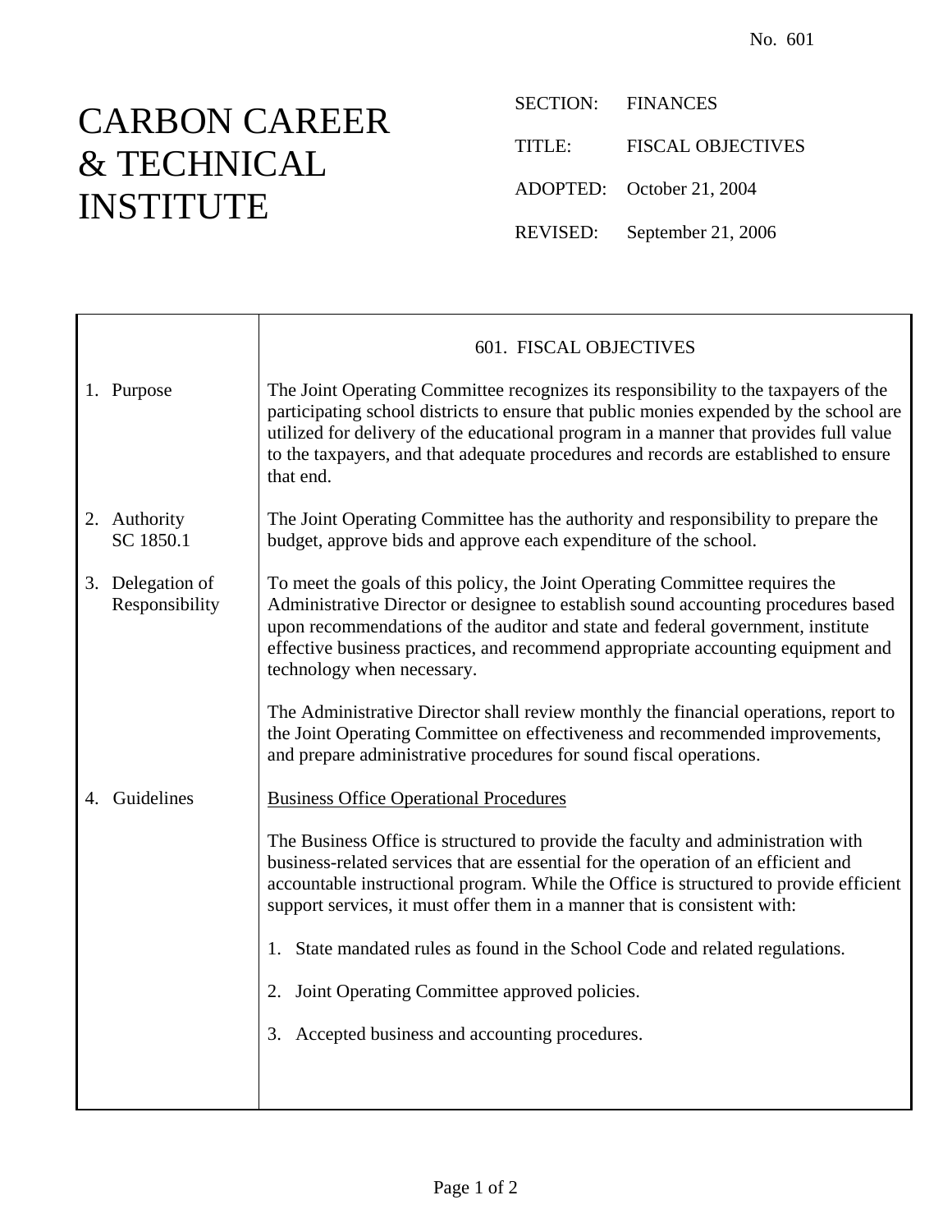No. 601

# CARBON CAREER & TECHNICAL INSTITUTE

SECTION: FINANCES

TITLE: FISCAL OBJECTIVES

ADOPTED: October 21, 2004

REVISED: September 21, 2006

## 601. FISCAL OBJECTIVES

**1. Purpose**

The Joint Operating Committee recognizes its responsibility to the taxpayers of the participating school districts to ensure that public monies expended by the school are utilized for delivery of the educational program in a manner that provides full value to the taxpayers, and that adequate procedures and records are established to ensure that end.

**2. Authority**
SC 1850.1

The Joint Operating Committee has the authority and responsibility to prepare the budget, approve bids and approve each expenditure of the school.

**3. Delegation of Responsibility**

To meet the goals of this policy, the Joint Operating Committee requires the Administrative Director or designee to establish sound accounting procedures based upon recommendations of the auditor and state and federal government, institute effective business practices, and recommend appropriate accounting equipment and technology when necessary.

The Administrative Director shall review monthly the financial operations, report to the Joint Operating Committee on effectiveness and recommended improvements, and prepare administrative procedures for sound fiscal operations.

**4. Guidelines**

<u>Business Office Operational Procedures</u>

The Business Office is structured to provide the faculty and administration with business-related services that are essential for the operation of an efficient and accountable instructional program. While the Office is structured to provide efficient support services, it must offer them in a manner that is consistent with:

1. State mandated rules as found in the School Code and related regulations.

2. Joint Operating Committee approved policies.

3. Accepted business and accounting procedures.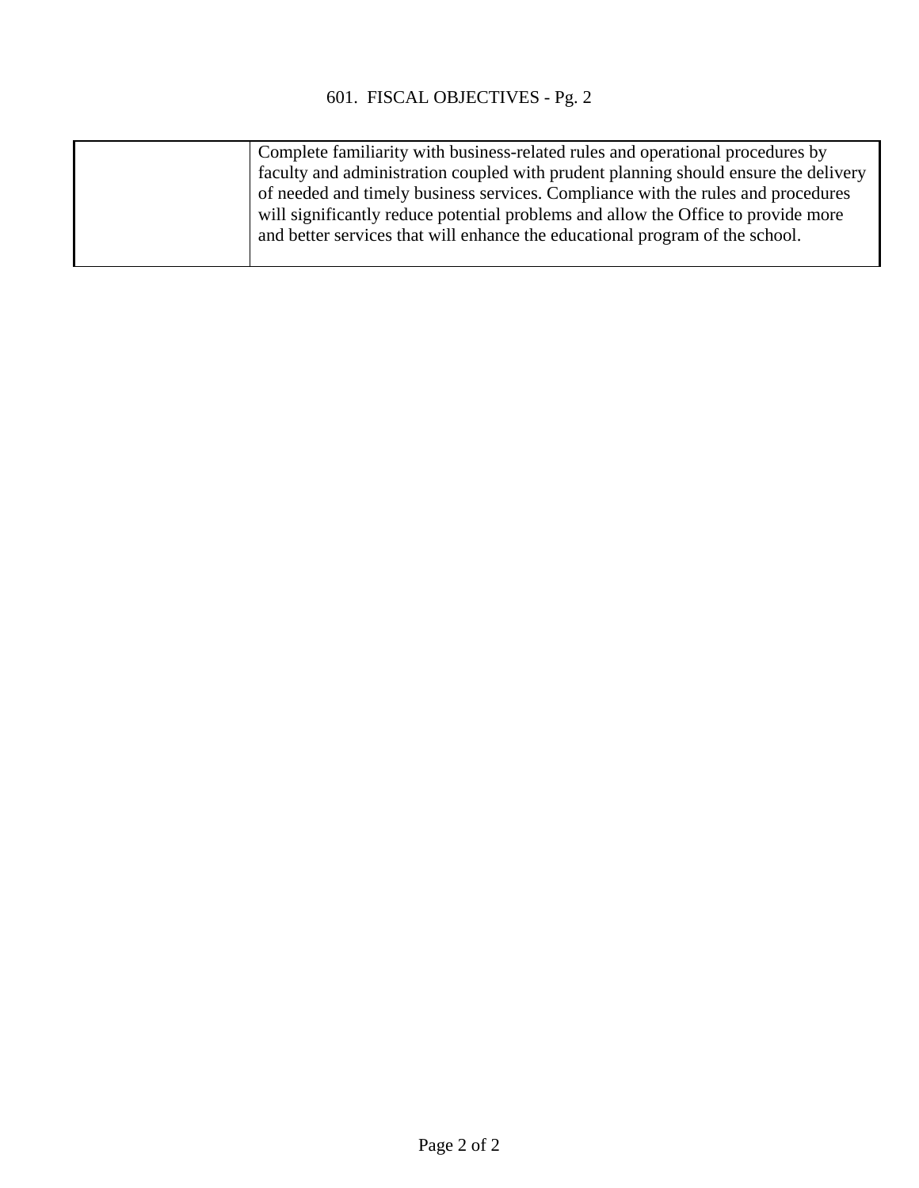| | |
|---|---|
| | Complete familiarity with business-related rules and operational procedures by faculty and administration coupled with prudent planning should ensure the delivery of needed and timely business services. Compliance with the rules and procedures will significantly reduce potential problems and allow the Office to provide more and better services that will enhance the educational program of the school. |